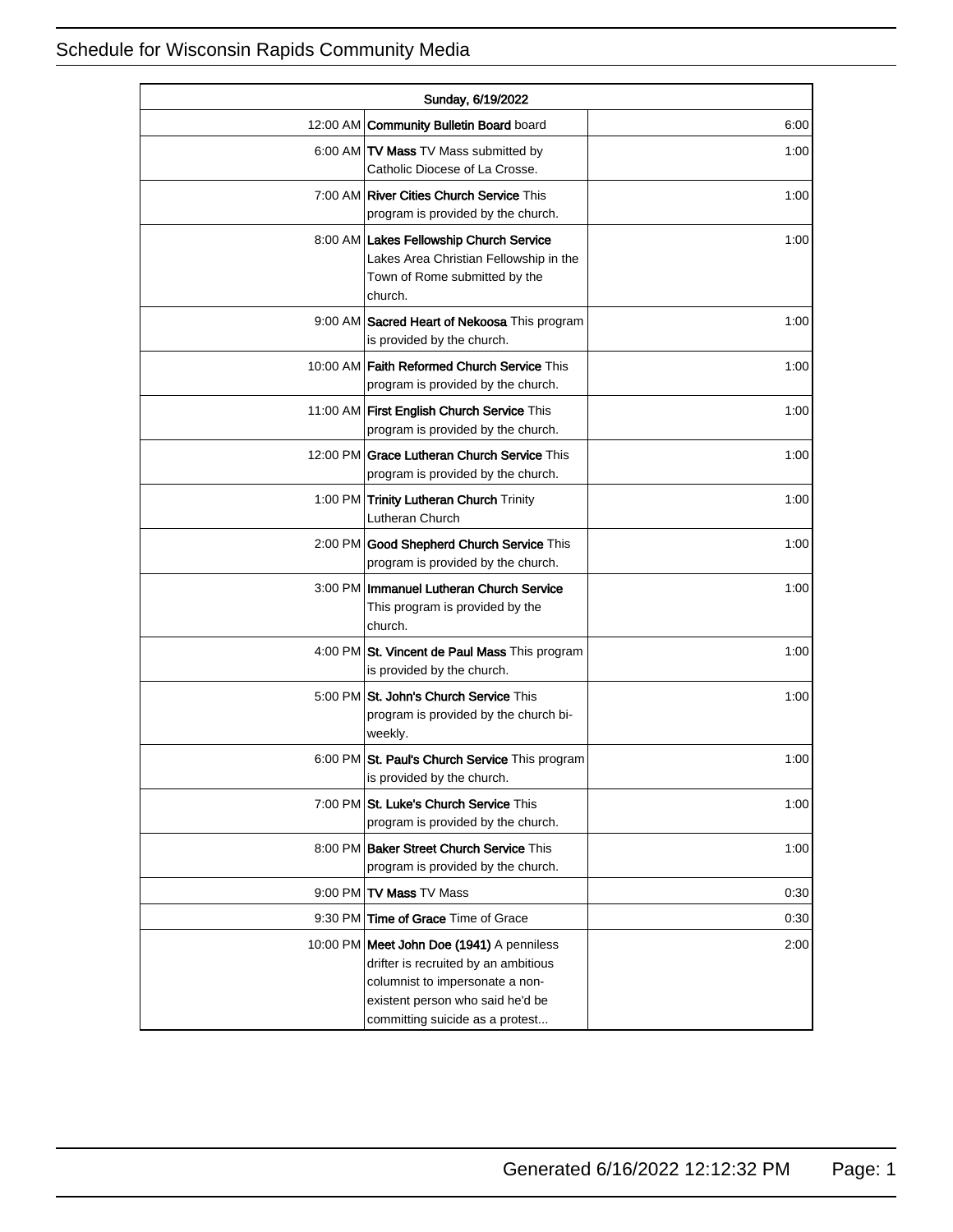# Schedule for Wisconsin Rapids Community Media

| Sunday, 6/19/2022 | | |
|---|---|---|
| 12:00 AM | **Community Bulletin Board** board | 6:00 |
| 6:00 AM | **TV Mass** TV Mass submitted by Catholic Diocese of La Crosse. | 1:00 |
| 7:00 AM | **River Cities Church Service** This program is provided by the church. | 1:00 |
| 8:00 AM | **Lakes Fellowship Church Service** Lakes Area Christian Fellowship in the Town of Rome submitted by the church. | 1:00 |
| 9:00 AM | **Sacred Heart of Nekoosa** This program is provided by the church. | 1:00 |
| 10:00 AM | **Faith Reformed Church Service** This program is provided by the church. | 1:00 |
| 11:00 AM | **First English Church Service** This program is provided by the church. | 1:00 |
| 12:00 PM | **Grace Lutheran Church Service** This program is provided by the church. | 1:00 |
| 1:00 PM | **Trinity Lutheran Church** Trinity Lutheran Church | 1:00 |
| 2:00 PM | **Good Shepherd Church Service** This program is provided by the church. | 1:00 |
| 3:00 PM | **Immanuel Lutheran Church Service** This program is provided by the church. | 1:00 |
| 4:00 PM | **St. Vincent de Paul Mass** This program is provided by the church. | 1:00 |
| 5:00 PM | **St. John's Church Service** This program is provided by the church bi-weekly. | 1:00 |
| 6:00 PM | **St. Paul's Church Service** This program is provided by the church. | 1:00 |
| 7:00 PM | **St. Luke's Church Service** This program is provided by the church. | 1:00 |
| 8:00 PM | **Baker Street Church Service** This program is provided by the church. | 1:00 |
| 9:00 PM | **TV Mass** TV Mass | 0:30 |
| 9:30 PM | **Time of Grace** Time of Grace | 0:30 |
| 10:00 PM | **Meet John Doe (1941)** A penniless drifter is recruited by an ambitious columnist to impersonate a non-existent person who said he'd be committing suicide as a protest... | 2:00 |

Generated 6/16/2022 12:12:32 PM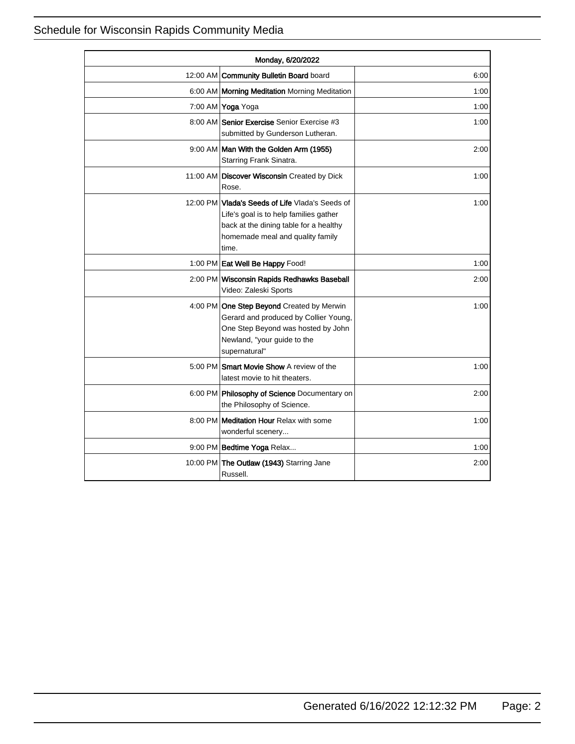# Schedule for Wisconsin Rapids Community Media

| Monday, 6/20/2022 | | |
|---|---|---|
| 12:00 AM | **Community Bulletin Board** board | 6:00 |
| 6:00 AM | **Morning Meditation** Morning Meditation | 1:00 |
| 7:00 AM | **Yoga** Yoga | 1:00 |
| 8:00 AM | **Senior Exercise** Senior Exercise #3 submitted by Gunderson Lutheran. | 1:00 |
| 9:00 AM | **Man With the Golden Arm (1955)** Starring Frank Sinatra. | 2:00 |
| 11:00 AM | **Discover Wisconsin** Created by Dick Rose. | 1:00 |
| 12:00 PM | **Vlada's Seeds of Life** Vlada's Seeds of Life's goal is to help families gather back at the dining table for a healthy homemade meal and quality family time. | 1:00 |
| 1:00 PM | **Eat Well Be Happy** Food! | 1:00 |
| 2:00 PM | **Wisconsin Rapids Redhawks Baseball** Video: Zaleski Sports | 2:00 |
| 4:00 PM | **One Step Beyond** Created by Merwin Gerard and produced by Collier Young, One Step Beyond was hosted by John Newland, "your guide to the supernatural" | 1:00 |
| 5:00 PM | **Smart Movie Show** A review of the latest movie to hit theaters. | 1:00 |
| 6:00 PM | **Philosophy of Science** Documentary on the Philosophy of Science. | 2:00 |
| 8:00 PM | **Meditation Hour** Relax with some wonderful scenery... | 1:00 |
| 9:00 PM | **Bedtime Yoga** Relax... | 1:00 |
| 10:00 PM | **The Outlaw (1943)** Starring Jane Russell. | 2:00 |

Generated 6/16/2022 12:12:32 PM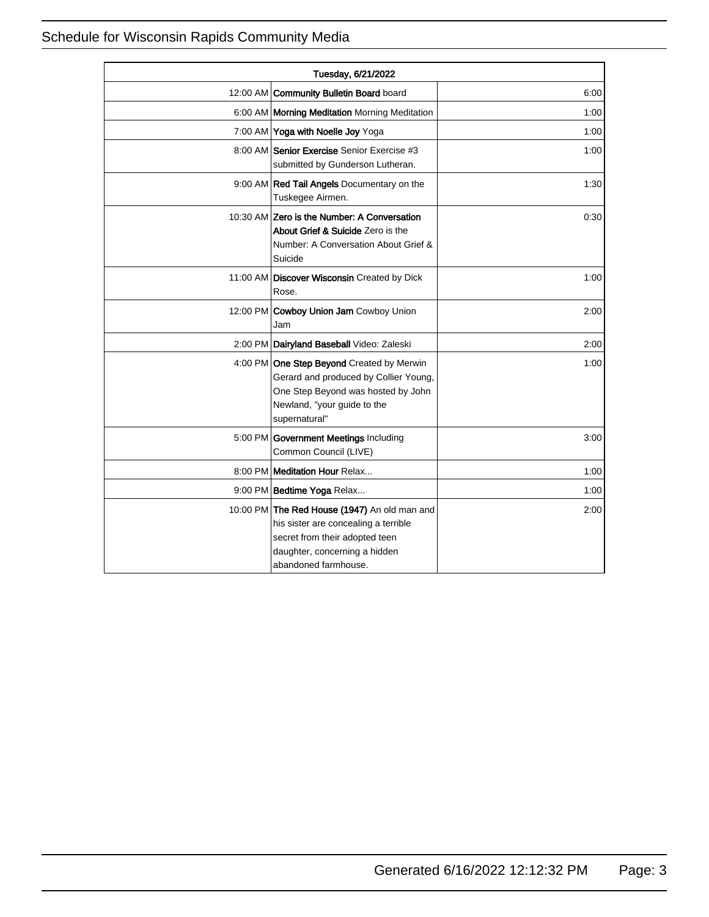Schedule for Wisconsin Rapids Community Media

| Tuesday, 6/21/2022 | | |
|---|---|---|
| 12:00 AM | **Community Bulletin Board** board | 6:00 |
| 6:00 AM | **Morning Meditation** Morning Meditation | 1:00 |
| 7:00 AM | **Yoga with Noelle Joy** Yoga | 1:00 |
| 8:00 AM | **Senior Exercise** Senior Exercise #3 submitted by Gunderson Lutheran. | 1:00 |
| 9:00 AM | **Red Tail Angels** Documentary on the Tuskegee Airmen. | 1:30 |
| 10:30 AM | **Zero is the Number: A Conversation About Grief & Suicide** Zero is the Number: A Conversation About Grief & Suicide | 0:30 |
| 11:00 AM | **Discover Wisconsin** Created by Dick Rose. | 1:00 |
| 12:00 PM | **Cowboy Union Jam** Cowboy Union Jam | 2:00 |
| 2:00 PM | **Dairyland Baseball** Video: Zaleski | 2:00 |
| 4:00 PM | **One Step Beyond** Created by Merwin Gerard and produced by Collier Young, One Step Beyond was hosted by John Newland, "your guide to the supernatural" | 1:00 |
| 5:00 PM | **Government Meetings** Including Common Council (LIVE) | 3:00 |
| 8:00 PM | **Meditation Hour** Relax... | 1:00 |
| 9:00 PM | **Bedtime Yoga** Relax... | 1:00 |
| 10:00 PM | **The Red House (1947)** An old man and his sister are concealing a terrible secret from their adopted teen daughter, concerning a hidden abandoned farmhouse. | 2:00 |

Generated 6/16/2022 12:12:32 PM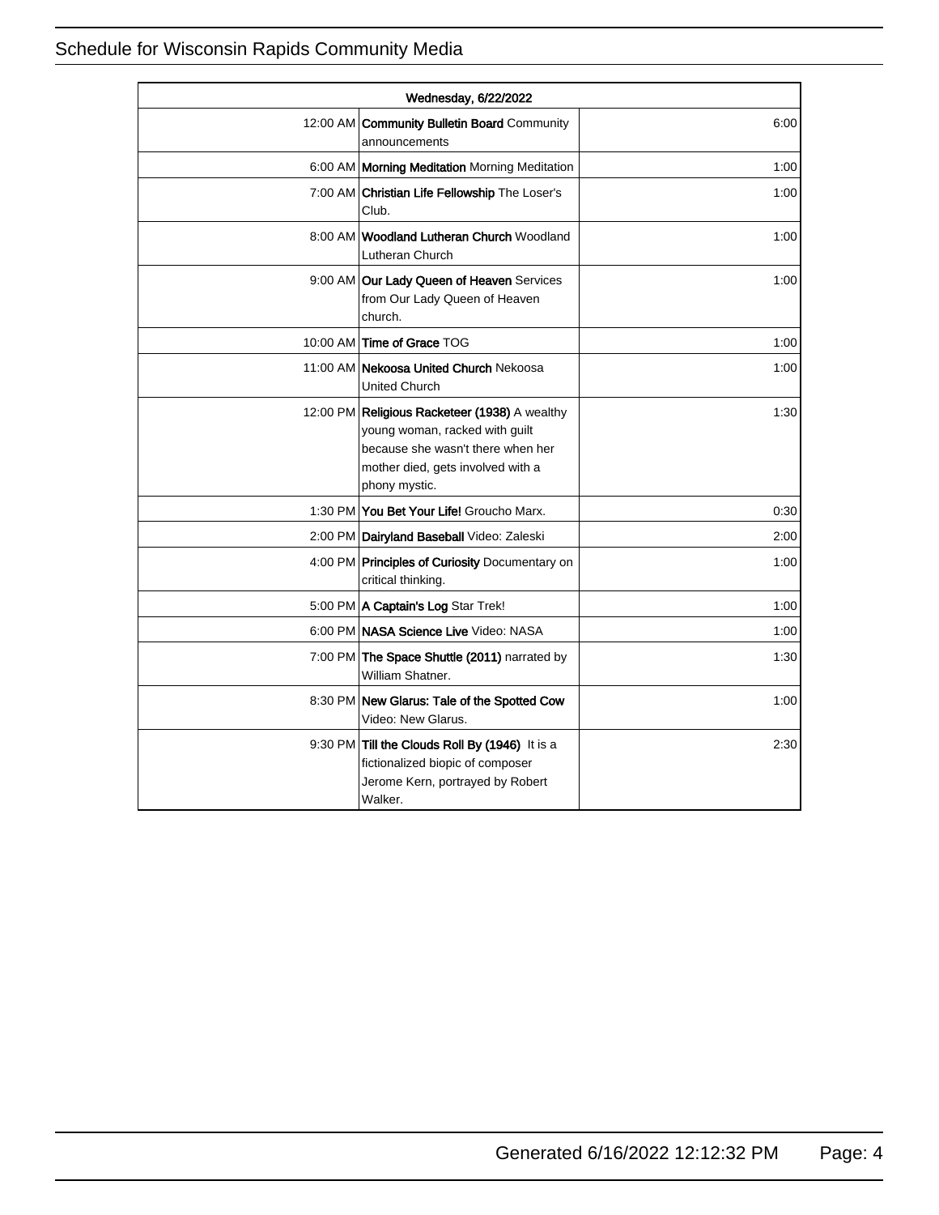| Wednesday, 6/22/2022 | | |
|---|---|---|
| 12:00 AM | **Community Bulletin Board** Community announcements | 6:00 |
| 6:00 AM | **Morning Meditation** Morning Meditation | 1:00 |
| 7:00 AM | **Christian Life Fellowship** The Loser's Club. | 1:00 |
| 8:00 AM | **Woodland Lutheran Church** Woodland Lutheran Church | 1:00 |
| 9:00 AM | **Our Lady Queen of Heaven** Services from Our Lady Queen of Heaven church. | 1:00 |
| 10:00 AM | **Time of Grace** TOG | 1:00 |
| 11:00 AM | **Nekoosa United Church** Nekoosa United Church | 1:00 |
| 12:00 PM | **Religious Racketeer (1938)** A wealthy young woman, racked with guilt because she wasn't there when her mother died, gets involved with a phony mystic. | 1:30 |
| 1:30 PM | **You Bet Your Life!** Groucho Marx. | 0:30 |
| 2:00 PM | **Dairyland Baseball** Video: Zaleski | 2:00 |
| 4:00 PM | **Principles of Curiosity** Documentary on critical thinking. | 1:00 |
| 5:00 PM | **A Captain's Log** Star Trek! | 1:00 |
| 6:00 PM | **NASA Science Live** Video: NASA | 1:00 |
| 7:00 PM | **The Space Shuttle (2011)** narrated by William Shatner. | 1:30 |
| 8:30 PM | **New Glarus: Tale of the Spotted Cow** Video: New Glarus. | 1:00 |
| 9:30 PM | **Till the Clouds Roll By (1946)** It is a fictionalized biopic of composer Jerome Kern, portrayed by Robert Walker. | 2:30 |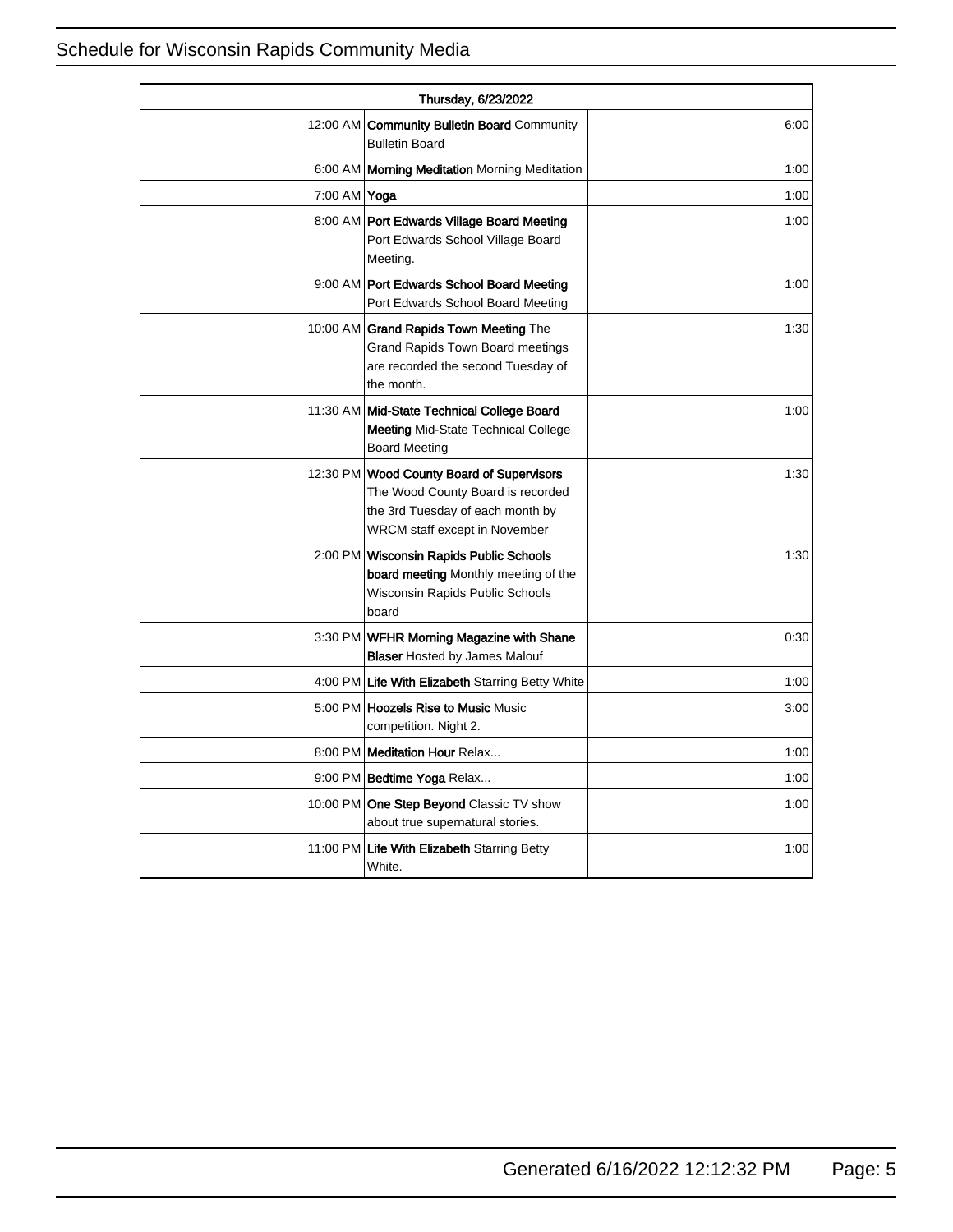| Thursday, 6/23/2022 | | |
|---|---|---|
| 12:00 AM | **Community Bulletin Board** Community Bulletin Board | 6:00 |
| 6:00 AM | **Morning Meditation** Morning Meditation | 1:00 |
| 7:00 AM | **Yoga** | 1:00 |
| 8:00 AM | **Port Edwards Village Board Meeting** Port Edwards School Village Board Meeting. | 1:00 |
| 9:00 AM | **Port Edwards School Board Meeting** Port Edwards School Board Meeting | 1:00 |
| 10:00 AM | **Grand Rapids Town Meeting** The Grand Rapids Town Board meetings are recorded the second Tuesday of the month. | 1:30 |
| 11:30 AM | **Mid-State Technical College Board Meeting** Mid-State Technical College Board Meeting | 1:00 |
| 12:30 PM | **Wood County Board of Supervisors** The Wood County Board is recorded the 3rd Tuesday of each month by WRCM staff except in November | 1:30 |
| 2:00 PM | **Wisconsin Rapids Public Schools board meeting** Monthly meeting of the Wisconsin Rapids Public Schools board | 1:30 |
| 3:30 PM | **WFHR Morning Magazine with Shane Blaser** Hosted by James Malouf | 0:30 |
| 4:00 PM | **Life With Elizabeth** Starring Betty White | 1:00 |
| 5:00 PM | **Hoozels Rise to Music** Music competition. Night 2. | 3:00 |
| 8:00 PM | **Meditation Hour** Relax... | 1:00 |
| 9:00 PM | **Bedtime Yoga** Relax... | 1:00 |
| 10:00 PM | **One Step Beyond** Classic TV show about true supernatural stories. | 1:00 |
| 11:00 PM | **Life With Elizabeth** Starring Betty White. | 1:00 |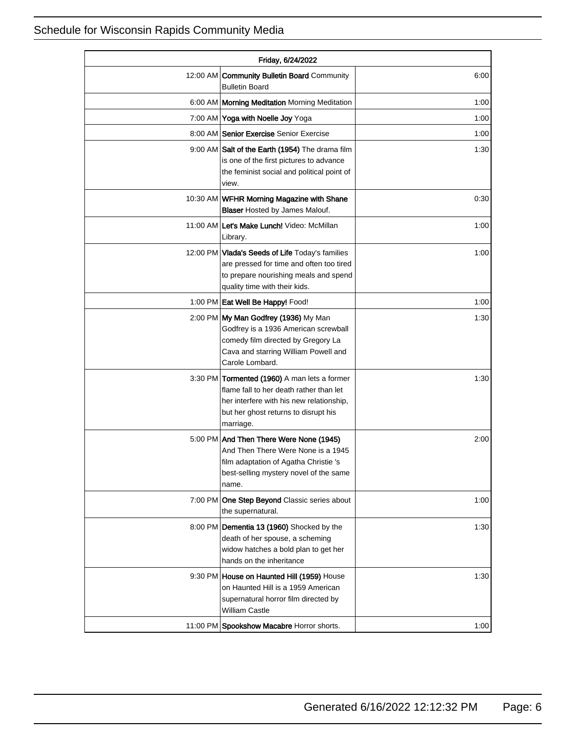| Friday, 6/24/2022 | | |
|---|---|---|
| 12:00 AM | **Community Bulletin Board** Community Bulletin Board | 6:00 |
| 6:00 AM | **Morning Meditation** Morning Meditation | 1:00 |
| 7:00 AM | **Yoga with Noelle Joy** Yoga | 1:00 |
| 8:00 AM | **Senior Exercise** Senior Exercise | 1:00 |
| 9:00 AM | **Salt of the Earth (1954)** The drama film is one of the first pictures to advance the feminist social and political point of view. | 1:30 |
| 10:30 AM | **WFHR Morning Magazine with Shane Blaser** Hosted by James Malouf. | 0:30 |
| 11:00 AM | **Let's Make Lunch!** Video: McMillan Library. | 1:00 |
| 12:00 PM | **Vlada's Seeds of Life** Today's families are pressed for time and often too tired to prepare nourishing meals and spend quality time with their kids. | 1:00 |
| 1:00 PM | **Eat Well Be Happy!** Food! | 1:00 |
| 2:00 PM | **My Man Godfrey (1936)** My Man Godfrey is a 1936 American screwball comedy film directed by Gregory La Cava and starring William Powell and Carole Lombard. | 1:30 |
| 3:30 PM | **Tormented (1960)** A man lets a former flame fall to her death rather than let her interfere with his new relationship, but her ghost returns to disrupt his marriage. | 1:30 |
| 5:00 PM | **And Then There Were None (1945)** And Then There Were None is a 1945 film adaptation of Agatha Christie 's best-selling mystery novel of the same name. | 2:00 |
| 7:00 PM | **One Step Beyond** Classic series about the supernatural. | 1:00 |
| 8:00 PM | **Dementia 13 (1960)** Shocked by the death of her spouse, a scheming widow hatches a bold plan to get her hands on the inheritance | 1:30 |
| 9:30 PM | **House on Haunted Hill (1959)** House on Haunted Hill is a 1959 American supernatural horror film directed by William Castle | 1:30 |
| 11:00 PM | **Spookshow Macabre** Horror shorts. | 1:00 |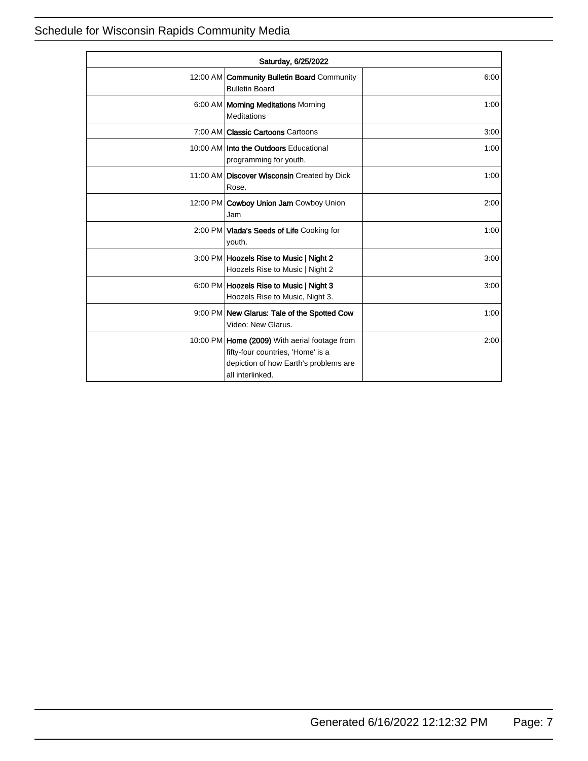Schedule for Wisconsin Rapids Community Media

| Saturday, 6/25/2022 | | |
|---|---|---|
| 12:00 AM | **Community Bulletin Board** Community Bulletin Board | 6:00 |
| 6:00 AM | **Morning Meditations** Morning Meditations | 1:00 |
| 7:00 AM | **Classic Cartoons** Cartoons | 3:00 |
| 10:00 AM | **Into the Outdoors** Educational programming for youth. | 1:00 |
| 11:00 AM | **Discover Wisconsin** Created by Dick Rose. | 1:00 |
| 12:00 PM | **Cowboy Union Jam** Cowboy Union Jam | 2:00 |
| 2:00 PM | **Vlada's Seeds of Life** Cooking for youth. | 1:00 |
| 3:00 PM | **Hoozels Rise to Music \| Night 2** Hoozels Rise to Music \| Night 2 | 3:00 |
| 6:00 PM | **Hoozels Rise to Music \| Night 3** Hoozels Rise to Music, Night 3. | 3:00 |
| 9:00 PM | **New Glarus: Tale of the Spotted Cow** Video: New Glarus. | 1:00 |
| 10:00 PM | **Home (2009)** With aerial footage from fifty-four countries, 'Home' is a depiction of how Earth's problems are all interlinked. | 2:00 |

Generated 6/16/2022 12:12:32 PM